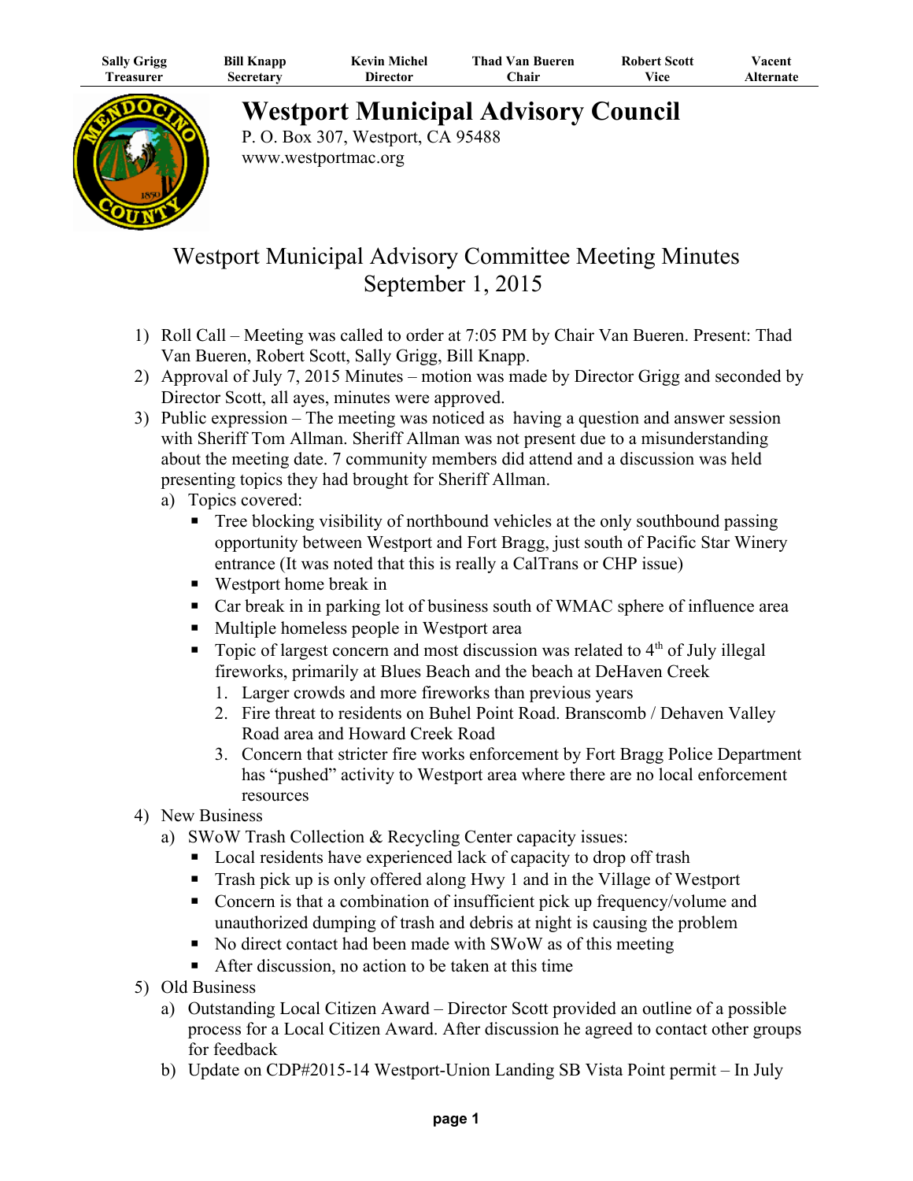| Sally Grigg | Bill Knapp | Kevin Michel | Thad Van Bueren | Robert Scott | Vacent |
|---|---|---|---|---|---|
| Treasurer | Secretary | Director | Chair | Vice | Alternate |

# Westport Municipal Advisory Council

P. O. Box 307, Westport, CA 95488
www.westportmac.org

## Westport Municipal Advisory Committee Meeting Minutes
## September 1, 2015

1) Roll Call – Meeting was called to order at 7:05 PM by Chair Van Bueren. Present: Thad Van Bueren, Robert Scott, Sally Grigg, Bill Knapp.
2) Approval of July 7, 2015 Minutes – motion was made by Director Grigg and seconded by Director Scott, all ayes, minutes were approved.
3) Public expression – The meeting was noticed as having a question and answer session with Sheriff Tom Allman. Sheriff Allman was not present due to a misunderstanding about the meeting date. 7 community members did attend and a discussion was held presenting topics they had brought for Sheriff Allman.
   a) Topics covered:
      - Tree blocking visibility of northbound vehicles at the only southbound passing opportunity between Westport and Fort Bragg, just south of Pacific Star Winery entrance (It was noted that this is really a CalTrans or CHP issue)
      - Westport home break in
      - Car break in in parking lot of business south of WMAC sphere of influence area
      - Multiple homeless people in Westport area
      - Topic of largest concern and most discussion was related to 4th of July illegal fireworks, primarily at Blues Beach and the beach at DeHaven Creek
        1. Larger crowds and more fireworks than previous years
        2. Fire threat to residents on Buhel Point Road. Branscomb / Dehaven Valley Road area and Howard Creek Road
        3. Concern that stricter fire works enforcement by Fort Bragg Police Department has "pushed" activity to Westport area where there are no local enforcement resources
4) New Business
   a) SWoW Trash Collection & Recycling Center capacity issues:
      - Local residents have experienced lack of capacity to drop off trash
      - Trash pick up is only offered along Hwy 1 and in the Village of Westport
      - Concern is that a combination of insufficient pick up frequency/volume and unauthorized dumping of trash and debris at night is causing the problem
      - No direct contact had been made with SWoW as of this meeting
      - After discussion, no action to be taken at this time
5) Old Business
   a) Outstanding Local Citizen Award – Director Scott provided an outline of a possible process for a Local Citizen Award. After discussion he agreed to contact other groups for feedback
   b) Update on CDP#2015-14 Westport-Union Landing SB Vista Point permit – In July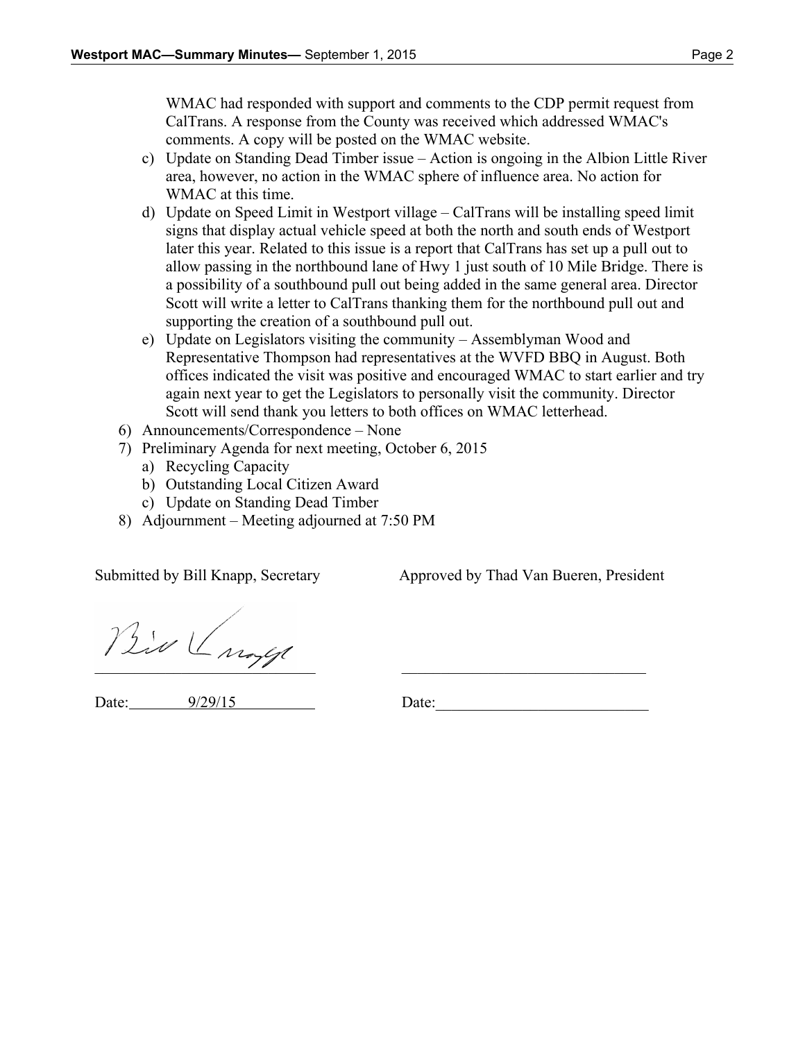WMAC had responded with support and comments to the CDP permit request from CalTrans. A response from the County was received which addressed WMAC's comments. A copy will be posted on the WMAC website.

   c) Update on Standing Dead Timber issue – Action is ongoing in the Albion Little River area, however, no action in the WMAC sphere of influence area. No action for WMAC at this time.
   d) Update on Speed Limit in Westport village – CalTrans will be installing speed limit signs that display actual vehicle speed at both the north and south ends of Westport later this year. Related to this issue is a report that CalTrans has set up a pull out to allow passing in the northbound lane of Hwy 1 just south of 10 Mile Bridge. There is a possibility of a southbound pull out being added in the same general area. Director Scott will write a letter to CalTrans thanking them for the northbound pull out and supporting the creation of a southbound pull out.
   e) Update on Legislators visiting the community – Assemblyman Wood and Representative Thompson had representatives at the WVFD BBQ in August. Both offices indicated the visit was positive and encouraged WMAC to start earlier and try again next year to get the Legislators to personally visit the community. Director Scott will send thank you letters to both offices on WMAC letterhead.

6) Announcements/Correspondence – None
7) Preliminary Agenda for next meeting, October 6, 2015
   a) Recycling Capacity
   b) Outstanding Local Citizen Award
   c) Update on Standing Dead Timber
8) Adjournment – Meeting adjourned at 7:50 PM

Submitted by Bill Knapp, Secretary

Bill Knapp

Date: 9/29/15

Approved by Thad Van Bueren, President

\_\_\_\_\_\_\_\_\_\_\_\_\_\_\_\_\_\_\_\_\_\_\_\_\_\_\_\_

Date: \_\_\_\_\_\_\_\_\_\_\_\_\_\_\_\_\_\_\_\_\_\_\_\_\_\_